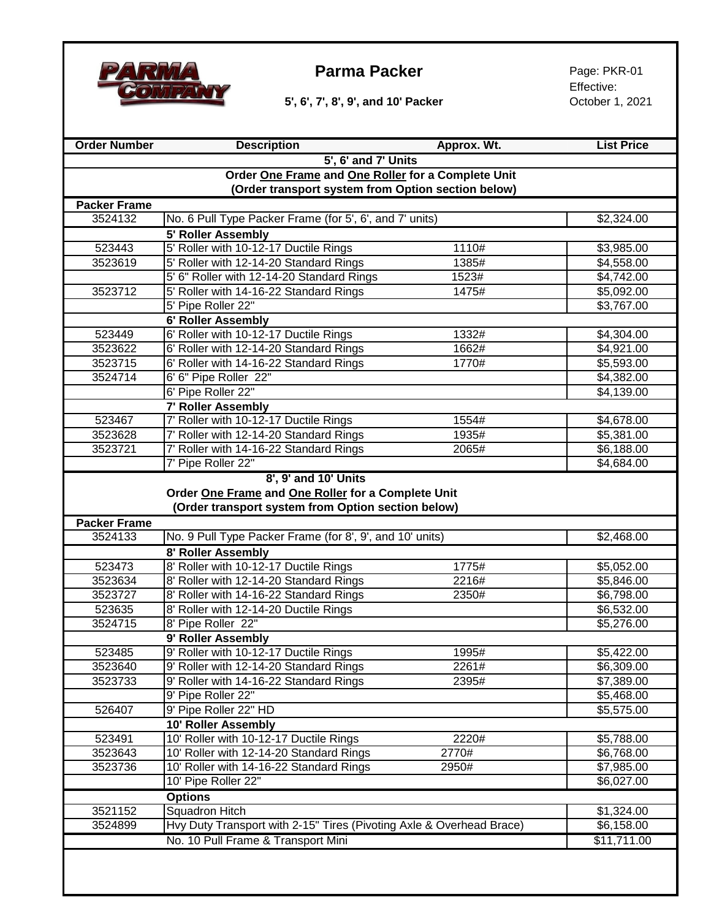# Parma Packer

**5', 6', 7', 8', 9', and 10' Packer**

Page: PKR-01
Effective:
October 1, 2021

| Order Number | Description | Approx. Wt. | List Price |
|---|---|---|---|
| | **5', 6' and 7' Units** | | |
| | **Order One Frame and One Roller for a Complete Unit (Order transport system from Option section below)** | | |
| **Packer Frame** | | | |
| 3524132 | No. 6 Pull Type Packer Frame (for 5', 6', and 7' units) | | $2,324.00 |
| | **5' Roller Assembly** | | |
| 523443 | 5' Roller with 10-12-17 Ductile Rings | 1110# | $3,985.00 |
| 3523619 | 5' Roller with 12-14-20 Standard Rings | 1385# | $4,558.00 |
| | 5' 6" Roller with 12-14-20 Standard Rings | 1523# | $4,742.00 |
| 3523712 | 5' Roller with 14-16-22 Standard Rings | 1475# | $5,092.00 |
| | 5' Pipe Roller 22" | | $3,767.00 |
| | **6' Roller Assembly** | | |
| 523449 | 6' Roller with 10-12-17 Ductile Rings | 1332# | $4,304.00 |
| 3523622 | 6' Roller with 12-14-20 Standard Rings | 1662# | $4,921.00 |
| 3523715 | 6' Roller with 14-16-22 Standard Rings | 1770# | $5,593.00 |
| 3524714 | 6' 6" Pipe Roller 22" | | $4,382.00 |
| | 6' Pipe Roller 22" | | $4,139.00 |
| | **7' Roller Assembly** | | |
| 523467 | 7' Roller with 10-12-17 Ductile Rings | 1554# | $4,678.00 |
| 3523628 | 7' Roller with 12-14-20 Standard Rings | 1935# | $5,381.00 |
| 3523721 | 7' Roller with 14-16-22 Standard Rings | 2065# | $6,188.00 |
| | 7' Pipe Roller 22" | | $4,684.00 |
| | **8', 9' and 10' Units** | | |
| | **Order One Frame and One Roller for a Complete Unit (Order transport system from Option section below)** | | |
| **Packer Frame** | | | |
| 3524133 | No. 9 Pull Type Packer Frame (for 8', 9', and 10' units) | | $2,468.00 |
| | **8' Roller Assembly** | | |
| 523473 | 8' Roller with 10-12-17 Ductile Rings | 1775# | $5,052.00 |
| 3523634 | 8' Roller with 12-14-20 Standard Rings | 2216# | $5,846.00 |
| 3523727 | 8' Roller with 14-16-22 Standard Rings | 2350# | $6,798.00 |
| 523635 | 8' Roller with 12-14-20 Ductile Rings | | $6,532.00 |
| 3524715 | 8' Pipe Roller 22" | | $5,276.00 |
| | **9' Roller Assembly** | | |
| 523485 | 9' Roller with 10-12-17 Ductile Rings | 1995# | $5,422.00 |
| 3523640 | 9' Roller with 12-14-20 Standard Rings | 2261# | $6,309.00 |
| 3523733 | 9' Roller with 14-16-22 Standard Rings | 2395# | $7,389.00 |
| | 9' Pipe Roller 22" | | $5,468.00 |
| 526407 | 9' Pipe Roller 22" HD | | $5,575.00 |
| | **10' Roller Assembly** | | |
| 523491 | 10' Roller with 10-12-17 Ductile Rings | 2220# | $5,788.00 |
| 3523643 | 10' Roller with 12-14-20 Standard Rings | 2770# | $6,768.00 |
| 3523736 | 10' Roller with 14-16-22 Standard Rings | 2950# | $7,985.00 |
| | 10' Pipe Roller 22" | | $6,027.00 |
| | **Options** | | |
| 3521152 | Squadron Hitch | | $1,324.00 |
| 3524899 | Hvy Duty Transport with 2-15" Tires (Pivoting Axle & Overhead Brace) | | $6,158.00 |
| | No. 10 Pull Frame & Transport Mini | | $11,711.00 |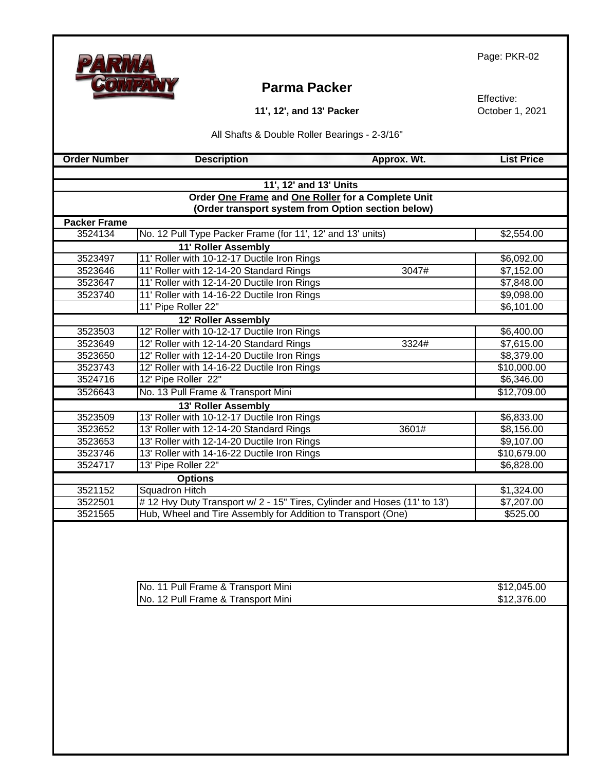# Parma Packer

## 11', 12', and 13' Packer

Effective: October 1, 2021

All Shafts & Double Roller Bearings - 2-3/16"

| Order Number | Description | Approx. Wt. | List Price |
|---|---|---|---|
| | **11', 12' and 13' Units** | | |
| | **Order One Frame and One Roller for a Complete Unit** | | |
| | **(Order transport system from Option section below)** | | |
| **Packer Frame** | | | |
| 3524134 | No. 12 Pull Type Packer Frame (for 11', 12' and 13' units) | | $2,554.00 |
| | **11' Roller Assembly** | | |
| 3523497 | 11' Roller with 10-12-17 Ductile Iron Rings | | $6,092.00 |
| 3523646 | 11' Roller with 12-14-20 Standard Rings | 3047# | $7,152.00 |
| 3523647 | 11' Roller with 12-14-20 Ductile Iron Rings | | $7,848.00 |
| 3523740 | 11' Roller with 14-16-22 Ductile Iron Rings | | $9,098.00 |
| | 11' Pipe Roller 22" | | $6,101.00 |
| | **12' Roller Assembly** | | |
| 3523503 | 12' Roller with 10-12-17 Ductile Iron Rings | | $6,400.00 |
| 3523649 | 12' Roller with 12-14-20 Standard Rings | 3324# | $7,615.00 |
| 3523650 | 12' Roller with 12-14-20 Ductile Iron Rings | | $8,379.00 |
| 3523743 | 12' Roller with 14-16-22 Ductile Iron Rings | | $10,000.00 |
| 3524716 | 12' Pipe Roller 22" | | $6,346.00 |
| 3526643 | No. 13 Pull Frame & Transport Mini | | $12,709.00 |
| | **13' Roller Assembly** | | |
| 3523509 | 13' Roller with 10-12-17 Ductile Iron Rings | | $6,833.00 |
| 3523652 | 13' Roller with 12-14-20 Standard Rings | 3601# | $8,156.00 |
| 3523653 | 13' Roller with 12-14-20 Ductile Iron Rings | | $9,107.00 |
| 3523746 | 13' Roller with 14-16-22 Ductile Iron Rings | | $10,679.00 |
| 3524717 | 13' Pipe Roller 22" | | $6,828.00 |
| | **Options** | | |
| 3521152 | Squadron Hitch | | $1,324.00 |
| 3522501 | # 12 Hvy Duty Transport w/ 2 - 15" Tires, Cylinder and Hoses (11' to 13') | | $7,207.00 |
| 3521565 | Hub, Wheel and Tire Assembly for Addition to Transport (One) | | $525.00 |

| Description | List Price |
|---|---|
| No. 11 Pull Frame & Transport Mini | $12,045.00 |
| No. 12 Pull Frame & Transport Mini | $12,376.00 |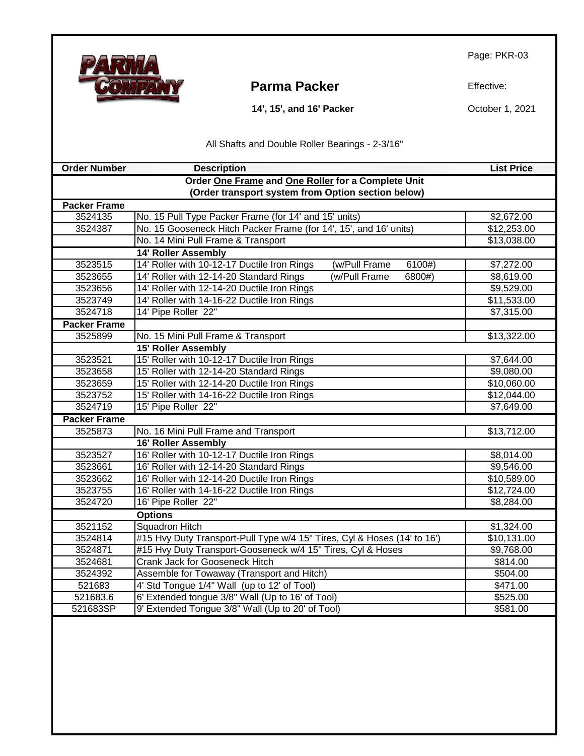Page: PKR-03

# Parma Packer

**14', 15', and 16' Packer**

Effective: October 1, 2021

All Shafts and Double Roller Bearings - 2-3/16"

| Order Number | Description | List Price |
|---|---|---|
| | **Order One Frame and One Roller for a Complete Unit (Order transport system from Option section below)** | |
| **Packer Frame** | | |
| 3524135 | No. 15 Pull Type Packer Frame (for 14' and 15' units) | $2,672.00 |
| 3524387 | No. 15 Gooseneck Hitch Packer Frame (for 14', 15', and 16' units) | $12,253.00 |
| | No. 14 Mini Pull Frame & Transport | $13,038.00 |
| | **14' Roller Assembly** | |
| 3523515 | 14' Roller with 10-12-17 Ductile Iron Rings (w/Pull Frame 6100#) | $7,272.00 |
| 3523655 | 14' Roller with 12-14-20 Standard Rings (w/Pull Frame 6800#) | $8,619.00 |
| 3523656 | 14' Roller with 12-14-20 Ductile Iron Rings | $9,529.00 |
| 3523749 | 14' Roller with 14-16-22 Ductile Iron Rings | $11,533.00 |
| 3524718 | 14' Pipe Roller 22" | $7,315.00 |
| **Packer Frame** | | |
| 3525899 | No. 15 Mini Pull Frame & Transport | $13,322.00 |
| | **15' Roller Assembly** | |
| 3523521 | 15' Roller with 10-12-17 Ductile Iron Rings | $7,644.00 |
| 3523658 | 15' Roller with 12-14-20 Standard Rings | $9,080.00 |
| 3523659 | 15' Roller with 12-14-20 Ductile Iron Rings | $10,060.00 |
| 3523752 | 15' Roller with 14-16-22 Ductile Iron Rings | $12,044.00 |
| 3524719 | 15' Pipe Roller 22" | $7,649.00 |
| **Packer Frame** | | |
| 3525873 | No. 16 Mini Pull Frame and Transport | $13,712.00 |
| | **16' Roller Assembly** | |
| 3523527 | 16' Roller with 10-12-17 Ductile Iron Rings | $8,014.00 |
| 3523661 | 16' Roller with 12-14-20 Standard Rings | $9,546.00 |
| 3523662 | 16' Roller with 12-14-20 Ductile Iron Rings | $10,589.00 |
| 3523755 | 16' Roller with 14-16-22 Ductile Iron Rings | $12,724.00 |
| 3524720 | 16' Pipe Roller 22" | $8,284.00 |
| | **Options** | |
| 3521152 | Squadron Hitch | $1,324.00 |
| 3524814 | #15 Hvy Duty Transport-Pull Type w/4 15" Tires, Cyl & Hoses (14' to 16') | $10,131.00 |
| 3524871 | #15 Hvy Duty Transport-Gooseneck w/4 15" Tires, Cyl & Hoses | $9,768.00 |
| 3524681 | Crank Jack for Gooseneck Hitch | $814.00 |
| 3524392 | Assemble for Towaway (Transport and Hitch) | $504.00 |
| 521683 | 4' Std Tongue 1/4" Wall (up to 12' of Tool) | $471.00 |
| 521683.6 | 6' Extended tongue 3/8" Wall (Up to 16' of Tool) | $525.00 |
| 521683SP | 9' Extended Tongue 3/8" Wall (Up to 20' of Tool) | $581.00 |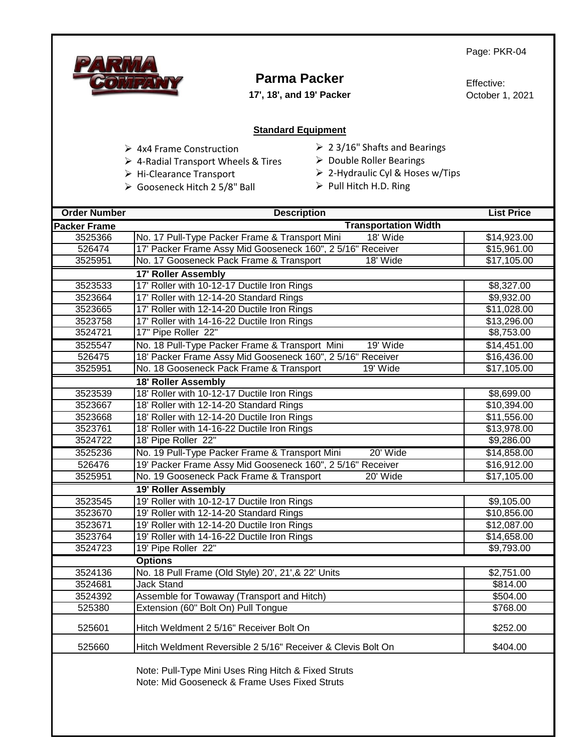Page: PKR-04

# Parma Packer

**17', 18', and 19' Packer**

Effective:
October 1, 2021

## Standard Equipment

- 4x4 Frame Construction
- 4-Radial Transport Wheels & Tires
- Hi-Clearance Transport
- Gooseneck Hitch 2 5/8" Ball
- 2 3/16" Shafts and Bearings
- Double Roller Bearings
- 2-Hydraulic Cyl & Hoses w/Tips
- Pull Hitch H.D. Ring

| Order Number | Description | Transportation Width | List Price |
|---|---|---|---|
| **Packer Frame** | | **Transportation Width** | |
| 3525366 | No. 17 Pull-Type Packer Frame & Transport Mini | 18' Wide | $14,923.00 |
| 526474 | 17' Packer Frame Assy Mid Gooseneck 160", 2 5/16" Receiver | | $15,961.00 |
| 3525951 | No. 17 Gooseneck Pack Frame & Transport | 18' Wide | $17,105.00 |
| | **17' Roller Assembly** | | |
| 3523533 | 17' Roller with 10-12-17 Ductile Iron Rings | | $8,327.00 |
| 3523664 | 17' Roller with 12-14-20 Standard Rings | | $9,932.00 |
| 3523665 | 17' Roller with 12-14-20 Ductile Iron Rings | | $11,028.00 |
| 3523758 | 17' Roller with 14-16-22 Ductile Iron Rings | | $13,296.00 |
| 3524721 | 17" Pipe Roller 22" | | $8,753.00 |
| 3525547 | No. 18 Pull-Type Packer Frame & Transport Mini | 19' Wide | $14,451.00 |
| 526475 | 18' Packer Frame Assy Mid Gooseneck 160", 2 5/16" Receiver | | $16,436.00 |
| 3525951 | No. 18 Gooseneck Pack Frame & Transport | 19' Wide | $17,105.00 |
| | **18' Roller Assembly** | | |
| 3523539 | 18' Roller with 10-12-17 Ductile Iron Rings | | $8,699.00 |
| 3523667 | 18' Roller with 12-14-20 Standard Rings | | $10,394.00 |
| 3523668 | 18' Roller with 12-14-20 Ductile Iron Rings | | $11,556.00 |
| 3523761 | 18' Roller with 14-16-22 Ductile Iron Rings | | $13,978.00 |
| 3524722 | 18' Pipe Roller 22" | | $9,286.00 |
| 3525236 | No. 19 Pull-Type Packer Frame & Transport Mini | 20' Wide | $14,858.00 |
| 526476 | 19' Packer Frame Assy Mid Gooseneck 160", 2 5/16" Receiver | | $16,912.00 |
| 3525951 | No. 19 Gooseneck Pack Frame & Transport | 20' Wide | $17,105.00 |
| | **19' Roller Assembly** | | |
| 3523545 | 19' Roller with 10-12-17 Ductile Iron Rings | | $9,105.00 |
| 3523670 | 19' Roller with 12-14-20 Standard Rings | | $10,856.00 |
| 3523671 | 19' Roller with 12-14-20 Ductile Iron Rings | | $12,087.00 |
| 3523764 | 19' Roller with 14-16-22 Ductile Iron Rings | | $14,658.00 |
| 3524723 | 19' Pipe Roller 22" | | $9,793.00 |
| | **Options** | | |
| 3524136 | No. 18 Pull Frame (Old Style) 20', 21',& 22' Units | | $2,751.00 |
| 3524681 | Jack Stand | | $814.00 |
| 3524392 | Assemble for Towaway (Transport and Hitch) | | $504.00 |
| 525380 | Extension (60" Bolt On) Pull Tongue | | $768.00 |
| 525601 | Hitch Weldment 2 5/16" Receiver Bolt On | | $252.00 |
| 525660 | Hitch Weldment Reversible 2 5/16" Receiver & Clevis Bolt On | | $404.00 |

Note: Pull-Type Mini Uses Ring Hitch & Fixed Struts
Note: Mid Gooseneck & Frame Uses Fixed Struts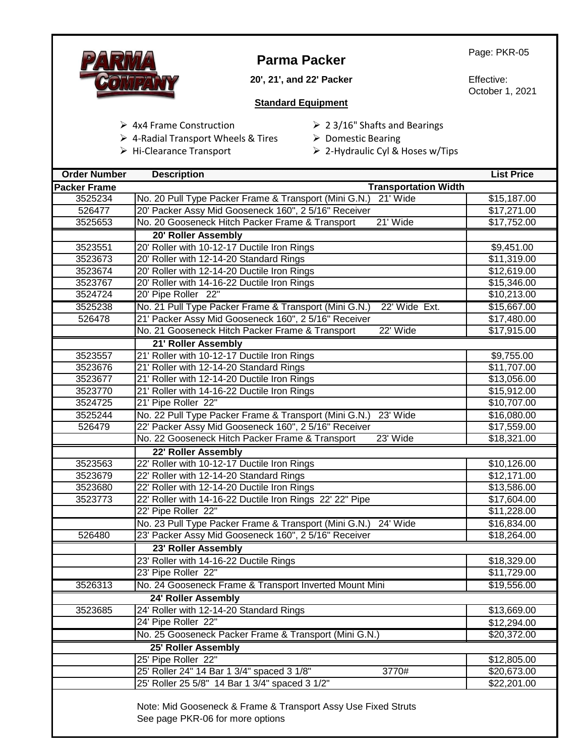Page: PKR-05

# Parma Packer

**20', 21', and 22' Packer**

Effective: October 1, 2021

**Standard Equipment**

- 4x4 Frame Construction
- 4-Radial Transport Wheels & Tires
- Hi-Clearance Transport
- 2 3/16" Shafts and Bearings
- Domestic Bearing
- 2-Hydraulic Cyl & Hoses w/Tips

| Order Number | Description | List Price |
|---|---|---|
| **Packer Frame** | **Transportation Width** | |
| 3525234 | No. 20 Pull Type Packer Frame & Transport (Mini G.N.) 21' Wide | $15,187.00 |
| 526477 | 20' Packer Assy Mid Gooseneck 160", 2 5/16" Receiver | $17,271.00 |
| 3525653 | No. 20 Gooseneck Hitch Packer Frame & Transport 21' Wide | $17,752.00 |
| | **20' Roller Assembly** | |
| 3523551 | 20' Roller with 10-12-17 Ductile Iron Rings | $9,451.00 |
| 3523673 | 20' Roller with 12-14-20 Standard Rings | $11,319.00 |
| 3523674 | 20' Roller with 12-14-20 Ductile Iron Rings | $12,619.00 |
| 3523767 | 20' Roller with 14-16-22 Ductile Iron Rings | $15,346.00 |
| 3524724 | 20' Pipe Roller 22" | $10,213.00 |
| 3525238 | No. 21 Pull Type Packer Frame & Transport (Mini G.N.) 22' Wide Ext. | $15,667.00 |
| 526478 | 21' Packer Assy Mid Gooseneck 160", 2 5/16" Receiver | $17,480.00 |
| | No. 21 Gooseneck Hitch Packer Frame & Transport 22' Wide | $17,915.00 |
| | **21' Roller Assembly** | |
| 3523557 | 21' Roller with 10-12-17 Ductile Iron Rings | $9,755.00 |
| 3523676 | 21' Roller with 12-14-20 Standard Rings | $11,707.00 |
| 3523677 | 21' Roller with 12-14-20 Ductile Iron Rings | $13,056.00 |
| 3523770 | 21' Roller with 14-16-22 Ductile Iron Rings | $15,912.00 |
| 3524725 | 21' Pipe Roller 22" | $10,707.00 |
| 3525244 | No. 22 Pull Type Packer Frame & Transport (Mini G.N.) 23' Wide | $16,080.00 |
| 526479 | 22' Packer Assy Mid Gooseneck 160", 2 5/16" Receiver | $17,559.00 |
| | No. 22 Gooseneck Hitch Packer Frame & Transport 23' Wide | $18,321.00 |
| | **22' Roller Assembly** | |
| 3523563 | 22' Roller with 10-12-17 Ductile Iron Rings | $10,126.00 |
| 3523679 | 22' Roller with 12-14-20 Standard Rings | $12,171.00 |
| 3523680 | 22' Roller with 12-14-20 Ductile Iron Rings | $13,586.00 |
| 3523773 | 22' Roller with 14-16-22 Ductile Iron Rings 22' 22" Pipe | $17,604.00 |
| | 22' Pipe Roller 22" | $11,228.00 |
| | No. 23 Pull Type Packer Frame & Transport (Mini G.N.) 24' Wide | $16,834.00 |
| 526480 | 23' Packer Assy Mid Gooseneck 160", 2 5/16" Receiver | $18,264.00 |
| | **23' Roller Assembly** | |
| | 23' Roller with 14-16-22 Ductile Rings | $18,329.00 |
| | 23' Pipe Roller 22" | $11,729.00 |
| 3526313 | No. 24 Gooseneck Frame & Transport Inverted Mount Mini | $19,556.00 |
| | **24' Roller Assembly** | |
| 3523685 | 24' Roller with 12-14-20 Standard Rings | $13,669.00 |
| | 24' Pipe Roller 22" | $12,294.00 |
| | No. 25 Gooseneck Packer Frame & Transport (Mini G.N.) | $20,372.00 |
| | **25' Roller Assembly** | |
| | 25' Pipe Roller 22" | $12,805.00 |
| | 25' Roller 24" 14 Bar 1 3/4" spaced 3 1/8" 3770# | $20,673.00 |
| | 25' Roller 25 5/8" 14 Bar 1 3/4" spaced 3 1/2" | $22,201.00 |

Note: Mid Gooseneck & Frame & Transport Assy Use Fixed Struts
See page PKR-06 for more options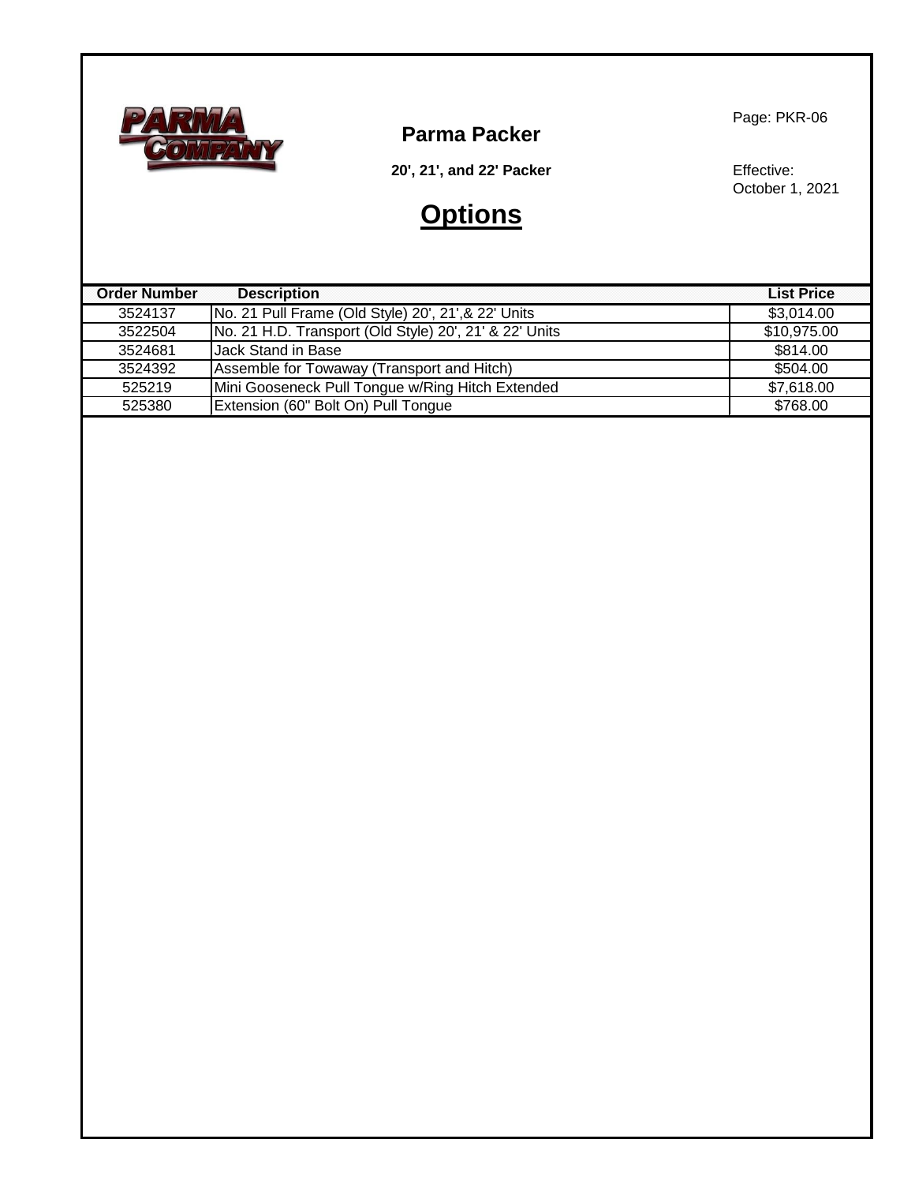# Parma Packer

**20', 21', and 22' Packer**

Page: PKR-06

Effective:
October 1, 2021

## Options

| Order Number | Description | List Price |
| --- | --- | --- |
| 3524137 | No. 21 Pull Frame (Old Style) 20', 21',& 22' Units | $3,014.00 |
| 3522504 | No. 21 H.D. Transport (Old Style) 20', 21' & 22' Units | $10,975.00 |
| 3524681 | Jack Stand in Base | $814.00 |
| 3524392 | Assemble for Towaway (Transport and Hitch) | $504.00 |
| 525219 | Mini Gooseneck Pull Tongue w/Ring Hitch Extended | $7,618.00 |
| 525380 | Extension (60" Bolt On) Pull Tongue | $768.00 |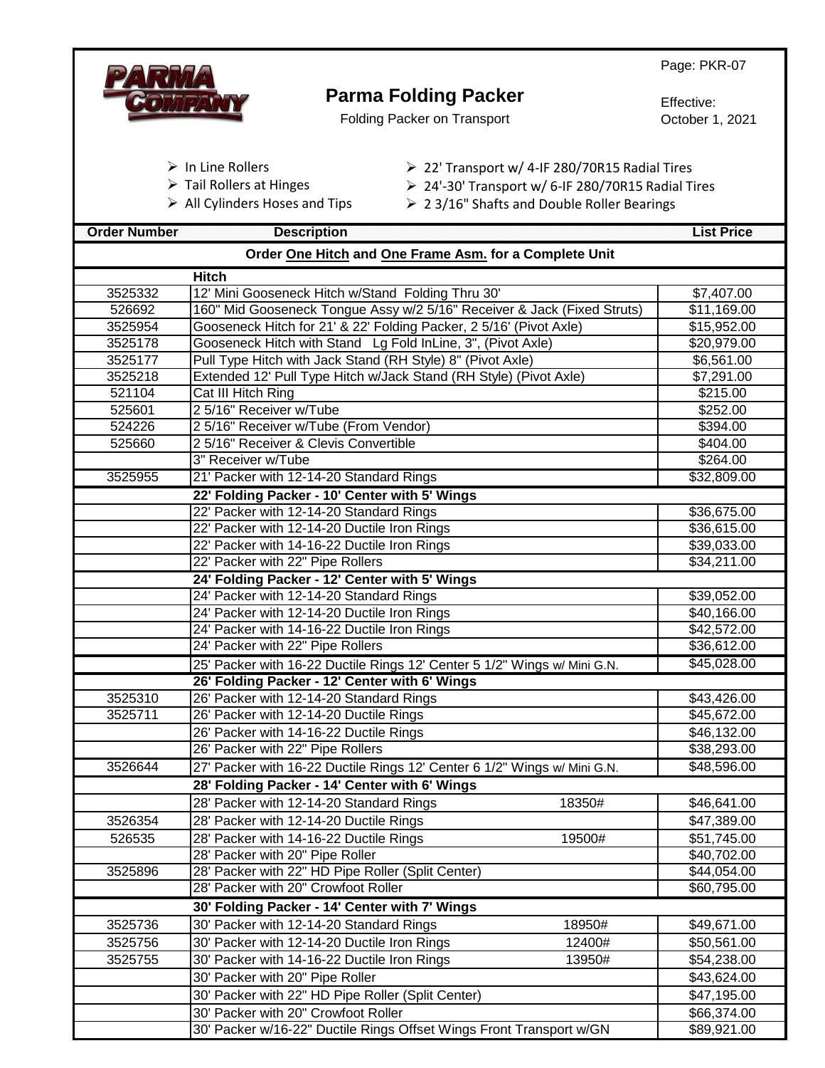PARMA COMPANY

# Parma Folding Packer

Folding Packer on Transport

Page: PKR-07

Effective:
October 1, 2021

- In Line Rollers
- Tail Rollers at Hinges
- All Cylinders Hoses and Tips
- 22' Transport w/ 4-IF 280/70R15 Radial Tires
- 24'-30' Transport w/ 6-IF 280/70R15 Radial Tires
- 2 3/16" Shafts and Double Roller Bearings

| Order Number | Description | | List Price |
|---|---|---|---|
| | **Order One Hitch and One Frame Asm. for a Complete Unit** | | |
| | **Hitch** | | |
| 3525332 | 12' Mini Gooseneck Hitch w/Stand Folding Thru 30' | | $7,407.00 |
| 526692 | 160" Mid Gooseneck Tongue Assy w/2 5/16" Receiver & Jack (Fixed Struts) | | $11,169.00 |
| 3525954 | Gooseneck Hitch for 21' & 22' Folding Packer, 2 5/16' (Pivot Axle) | | $15,952.00 |
| 3525178 | Gooseneck Hitch with Stand Lg Fold InLine, 3", (Pivot Axle) | | $20,979.00 |
| 3525177 | Pull Type Hitch with Jack Stand (RH Style) 8" (Pivot Axle) | | $6,561.00 |
| 3525218 | Extended 12' Pull Type Hitch w/Jack Stand (RH Style) (Pivot Axle) | | $7,291.00 |
| 521104 | Cat III Hitch Ring | | $215.00 |
| 525601 | 2 5/16" Receiver w/Tube | | $252.00 |
| 524226 | 2 5/16" Receiver w/Tube (From Vendor) | | $394.00 |
| 525660 | 2 5/16" Receiver & Clevis Convertible | | $404.00 |
| | 3" Receiver w/Tube | | $264.00 |
| 3525955 | 21' Packer with 12-14-20 Standard Rings | | $32,809.00 |
| | **22' Folding Packer - 10' Center with 5' Wings** | | |
| | 22' Packer with 12-14-20 Standard Rings | | $36,675.00 |
| | 22' Packer with 12-14-20 Ductile Iron Rings | | $36,615.00 |
| | 22' Packer with 14-16-22 Ductile Iron Rings | | $39,033.00 |
| | 22' Packer with 22" Pipe Rollers | | $34,211.00 |
| | **24' Folding Packer - 12' Center with 5' Wings** | | |
| | 24' Packer with 12-14-20 Standard Rings | | $39,052.00 |
| | 24' Packer with 12-14-20 Ductile Iron Rings | | $40,166.00 |
| | 24' Packer with 14-16-22 Ductile Iron Rings | | $42,572.00 |
| | 24' Packer with 22" Pipe Rollers | | $36,612.00 |
| | 25' Packer with 16-22 Ductile Rings 12' Center 5 1/2" Wings w/ Mini G.N. | | $45,028.00 |
| | **26' Folding Packer - 12' Center with 6' Wings** | | |
| 3525310 | 26' Packer with 12-14-20 Standard Rings | | $43,426.00 |
| 3525711 | 26' Packer with 12-14-20 Ductile Rings | | $45,672.00 |
| | 26' Packer with 14-16-22 Ductile Rings | | $46,132.00 |
| | 26' Packer with 22" Pipe Rollers | | $38,293.00 |
| 3526644 | 27' Packer with 16-22 Ductile Rings 12' Center 6 1/2" Wings w/ Mini G.N. | | $48,596.00 |
| | **28' Folding Packer - 14' Center with 6' Wings** | | |
| | 28' Packer with 12-14-20 Standard Rings | 18350# | $46,641.00 |
| 3526354 | 28' Packer with 12-14-20 Ductile Rings | | $47,389.00 |
| 526535 | 28' Packer with 14-16-22 Ductile Rings | 19500# | $51,745.00 |
| | 28' Packer with 20" Pipe Roller | | $40,702.00 |
| 3525896 | 28' Packer with 22" HD Pipe Roller (Split Center) | | $44,054.00 |
| | 28' Packer with 20" Crowfoot Roller | | $60,795.00 |
| | **30' Folding Packer - 14' Center with 7' Wings** | | |
| 3525736 | 30' Packer with 12-14-20 Standard Rings | 18950# | $49,671.00 |
| 3525756 | 30' Packer with 12-14-20 Ductile Iron Rings | 12400# | $50,561.00 |
| 3525755 | 30' Packer with 14-16-22 Ductile Iron Rings | 13950# | $54,238.00 |
| | 30' Packer with 20" Pipe Roller | | $43,624.00 |
| | 30' Packer with 22" HD Pipe Roller (Split Center) | | $47,195.00 |
| | 30' Packer with 20" Crowfoot Roller | | $66,374.00 |
| | 30' Packer w/16-22" Ductile Rings Offset Wings Front Transport w/GN | | $89,921.00 |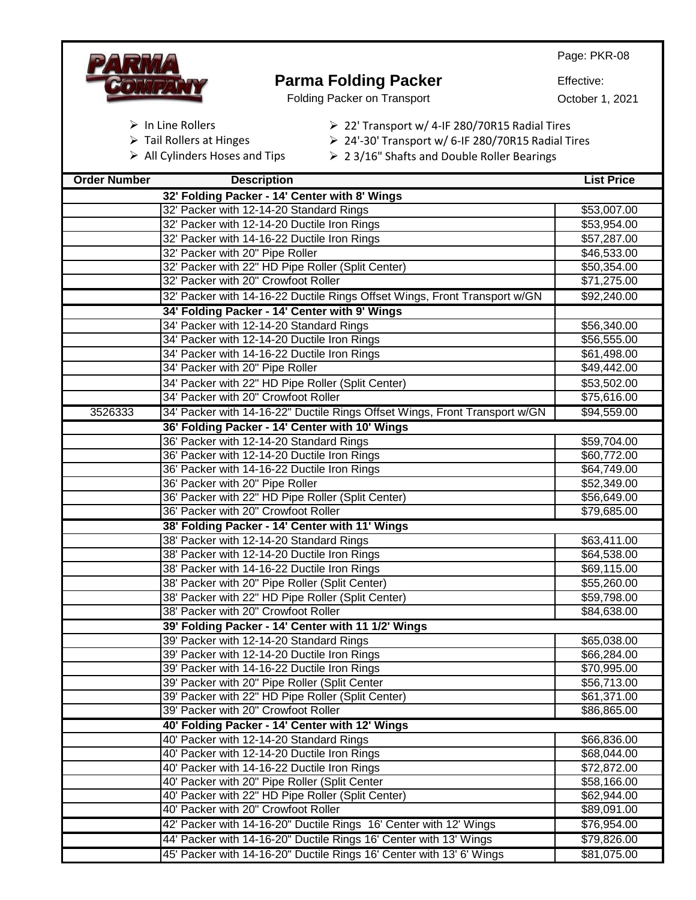Page: PKR-08

# Parma Folding Packer

Folding Packer on Transport

Effective:
October 1, 2021

- In Line Rollers
- Tail Rollers at Hinges
- All Cylinders Hoses and Tips
- 22' Transport w/ 4-IF 280/70R15 Radial Tires
- 24'-30' Transport w/ 6-IF 280/70R15 Radial Tires
- 2 3/16" Shafts and Double Roller Bearings

| Order Number | Description | List Price |
|---|---|---|
| | **32' Folding Packer - 14' Center with 8' Wings** | |
| | 32' Packer with 12-14-20 Standard Rings | $53,007.00 |
| | 32' Packer with 12-14-20 Ductile Iron Rings | $53,954.00 |
| | 32' Packer with 14-16-22 Ductile Iron Rings | $57,287.00 |
| | 32' Packer with 20" Pipe Roller | $46,533.00 |
| | 32' Packer with 22" HD Pipe Roller (Split Center) | $50,354.00 |
| | 32' Packer with 20" Crowfoot Roller | $71,275.00 |
| | 32' Packer with 14-16-22 Ductile Rings Offset Wings, Front Transport w/GN | $92,240.00 |
| | **34' Folding Packer - 14' Center with 9' Wings** | |
| | 34' Packer with 12-14-20 Standard Rings | $56,340.00 |
| | 34' Packer with 12-14-20 Ductile Iron Rings | $56,555.00 |
| | 34' Packer with 14-16-22 Ductile Iron Rings | $61,498.00 |
| | 34' Packer with 20" Pipe Roller | $49,442.00 |
| | 34' Packer with 22" HD Pipe Roller (Split Center) | $53,502.00 |
| | 34' Packer with 20" Crowfoot Roller | $75,616.00 |
| 3526333 | 34' Packer with 14-16-22" Ductile Rings Offset Wings, Front Transport w/GN | $94,559.00 |
| | **36' Folding Packer - 14' Center with 10' Wings** | |
| | 36' Packer with 12-14-20 Standard Rings | $59,704.00 |
| | 36' Packer with 12-14-20 Ductile Iron Rings | $60,772.00 |
| | 36' Packer with 14-16-22 Ductile Iron Rings | $64,749.00 |
| | 36' Packer with 20" Pipe Roller | $52,349.00 |
| | 36' Packer with 22" HD Pipe Roller (Split Center) | $56,649.00 |
| | 36' Packer with 20" Crowfoot Roller | $79,685.00 |
| | **38' Folding Packer - 14' Center with 11' Wings** | |
| | 38' Packer with 12-14-20 Standard Rings | $63,411.00 |
| | 38' Packer with 12-14-20 Ductile Iron Rings | $64,538.00 |
| | 38' Packer with 14-16-22 Ductile Iron Rings | $69,115.00 |
| | 38' Packer with 20" Pipe Roller (Split Center) | $55,260.00 |
| | 38' Packer with 22" HD Pipe Roller (Split Center) | $59,798.00 |
| | 38' Packer with 20" Crowfoot Roller | $84,638.00 |
| | **39' Folding Packer - 14' Center with 11 1/2' Wings** | |
| | 39' Packer with 12-14-20 Standard Rings | $65,038.00 |
| | 39' Packer with 12-14-20 Ductile Iron Rings | $66,284.00 |
| | 39' Packer with 14-16-22 Ductile Iron Rings | $70,995.00 |
| | 39' Packer with 20" Pipe Roller (Split Center | $56,713.00 |
| | 39' Packer with 22" HD Pipe Roller (Split Center) | $61,371.00 |
| | 39' Packer with 20" Crowfoot Roller | $86,865.00 |
| | **40' Folding Packer - 14' Center with 12' Wings** | |
| | 40' Packer with 12-14-20 Standard Rings | $66,836.00 |
| | 40' Packer with 12-14-20 Ductile Iron Rings | $68,044.00 |
| | 40' Packer with 14-16-22 Ductile Iron Rings | $72,872.00 |
| | 40' Packer with 20" Pipe Roller (Split Center | $58,166.00 |
| | 40' Packer with 22" HD Pipe Roller (Split Center) | $62,944.00 |
| | 40' Packer with 20" Crowfoot Roller | $89,091.00 |
| | 42' Packer with 14-16-20" Ductile Rings 16' Center with 12' Wings | $76,954.00 |
| | 44' Packer with 14-16-20" Ductile Rings 16' Center with 13' Wings | $79,826.00 |
| | 45' Packer with 14-16-20" Ductile Rings 16' Center with 13' 6' Wings | $81,075.00 |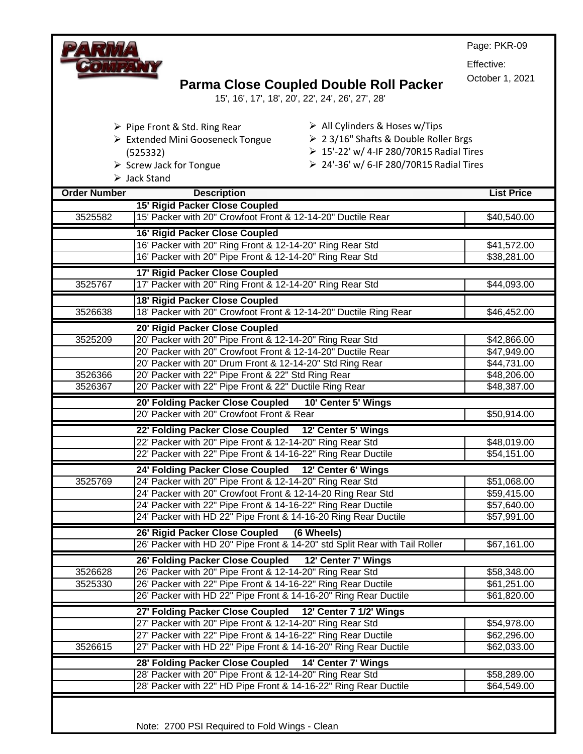Page: PKR-09

Effective: October 1, 2021

# Parma Close Coupled Double Roll Packer

15', 16', 17', 18', 20', 22', 24', 26', 27', 28'

- Pipe Front & Std. Ring Rear
- Extended Mini Gooseneck Tongue (525332)
- Screw Jack for Tongue
- Jack Stand
- All Cylinders & Hoses w/Tips
- 2 3/16" Shafts & Double Roller Brgs
- 15'-22' w/ 4-IF 280/70R15 Radial Tires
- 24'-36' w/ 6-IF 280/70R15 Radial Tires

| Order Number | Description | List Price |
|---|---|---|
| | **15' Rigid Packer Close Coupled** | |
| 3525582 | 15' Packer with 20" Crowfoot Front & 12-14-20" Ductile Rear | $40,540.00 |
| | **16' Rigid Packer Close Coupled** | |
| | 16' Packer with 20" Ring Front & 12-14-20" Ring Rear Std | $41,572.00 |
| | 16' Packer with 20" Pipe Front & 12-14-20" Ring Rear Std | $38,281.00 |
| | **17' Rigid Packer Close Coupled** | |
| 3525767 | 17' Packer with 20" Ring Front & 12-14-20" Ring Rear Std | $44,093.00 |
| | **18' Rigid Packer Close Coupled** | |
| 3526638 | 18' Packer with 20" Crowfoot Front & 12-14-20" Ductile Ring Rear | $46,452.00 |
| | **20' Rigid Packer Close Coupled** | |
| 3525209 | 20' Packer with 20" Pipe Front & 12-14-20" Ring Rear Std | $42,866.00 |
| | 20' Packer with 20" Crowfoot Front & 12-14-20" Ductile Rear | $47,949.00 |
| | 20' Packer with 20" Drum Front & 12-14-20" Std Ring Rear | $44,731.00 |
| 3526366 | 20' Packer with 22" Pipe Front & 22" Std Ring Rear | $48,206.00 |
| 3526367 | 20' Packer with 22" Pipe Front & 22" Ductile Ring Rear | $48,387.00 |
| | **20' Folding Packer Close Coupled 10' Center 5' Wings** | |
| | 20' Packer with 20" Crowfoot Front & Rear | $50,914.00 |
| | **22' Folding Packer Close Coupled 12' Center 5' Wings** | |
| | 22' Packer with 20" Pipe Front & 12-14-20" Ring Rear Std | $48,019.00 |
| | 22' Packer with 22" Pipe Front & 14-16-22" Ring Rear Ductile | $54,151.00 |
| | **24' Folding Packer Close Coupled 12' Center 6' Wings** | |
| 3525769 | 24' Packer with 20" Pipe Front & 12-14-20" Ring Rear Std | $51,068.00 |
| | 24' Packer with 20" Crowfoot Front & 12-14-20 Ring Rear Std | $59,415.00 |
| | 24' Packer with 22" Pipe Front & 14-16-22" Ring Rear Ductile | $57,640.00 |
| | 24' Packer with HD 22" Pipe Front & 14-16-20 Ring Rear Ductile | $57,991.00 |
| | **26' Rigid Packer Close Coupled (6 Wheels)** | |
| | 26' Packer with HD 20" Pipe Front & 14-20" std Split Rear with Tail Roller | $67,161.00 |
| | **26' Folding Packer Close Coupled 12' Center 7' Wings** | |
| 3526628 | 26' Packer with 20" Pipe Front & 12-14-20" Ring Rear Std | $58,348.00 |
| 3525330 | 26' Packer with 22" Pipe Front & 14-16-22" Ring Rear Ductile | $61,251.00 |
| | 26' Packer with HD 22" Pipe Front & 14-16-20" Ring Rear Ductile | $61,820.00 |
| | **27' Folding Packer Close Coupled 12' Center 7 1/2' Wings** | |
| | 27' Packer with 20" Pipe Front & 12-14-20" Ring Rear Std | $54,978.00 |
| | 27' Packer with 22" Pipe Front & 14-16-22" Ring Rear Ductile | $62,296.00 |
| 3526615 | 27' Packer with HD 22" Pipe Front & 14-16-20" Ring Rear Ductile | $62,033.00 |
| | **28' Folding Packer Close Coupled 14' Center 7' Wings** | |
| | 28' Packer with 20" Pipe Front & 12-14-20" Ring Rear Std | $58,289.00 |
| | 28' Packer with 22" HD Pipe Front & 14-16-22" Ring Rear Ductile | $64,549.00 |

Note: 2700 PSI Required to Fold Wings - Clean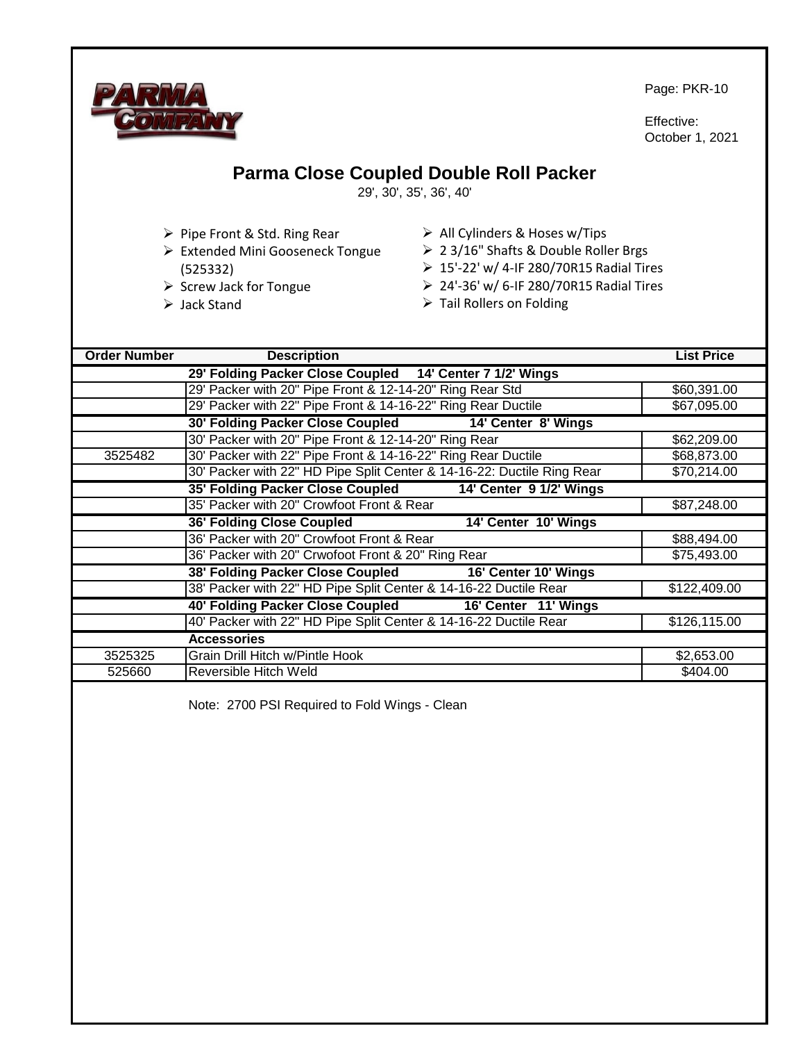PARMA COMPANY

Page: PKR-10

Effective:
October 1, 2021

# Parma Close Coupled Double Roll Packer

29', 30', 35', 36', 40'

- Pipe Front & Std. Ring Rear
- Extended Mini Gooseneck Tongue (525332)
- Screw Jack for Tongue
- Jack Stand
- All Cylinders & Hoses w/Tips
- 2 3/16" Shafts & Double Roller Brgs
- 15'-22' w/ 4-IF 280/70R15 Radial Tires
- 24'-36' w/ 6-IF 280/70R15 Radial Tires
- Tail Rollers on Folding

| Order Number | Description | List Price |
|---|---|---|
| | **29' Folding Packer Close Coupled 14' Center 7 1/2' Wings** | |
| | 29' Packer with 20" Pipe Front & 12-14-20" Ring Rear Std | $60,391.00 |
| | 29' Packer with 22" Pipe Front & 14-16-22" Ring Rear Ductile | $67,095.00 |
| | **30' Folding Packer Close Coupled 14' Center 8' Wings** | |
| | 30' Packer with 20" Pipe Front & 12-14-20" Ring Rear | $62,209.00 |
| 3525482 | 30' Packer with 22" Pipe Front & 14-16-22" Ring Rear Ductile | $68,873.00 |
| | 30' Packer with 22" HD Pipe Split Center & 14-16-22: Ductile Ring Rear | $70,214.00 |
| | **35' Folding Packer Close Coupled 14' Center 9 1/2' Wings** | |
| | 35' Packer with 20" Crowfoot Front & Rear | $87,248.00 |
| | **36' Folding Close Coupled 14' Center 10' Wings** | |
| | 36' Packer with 20" Crowfoot Front & Rear | $88,494.00 |
| | 36' Packer with 20" Crwofoot Front & 20" Ring Rear | $75,493.00 |
| | **38' Folding Packer Close Coupled 16' Center 10' Wings** | |
| | 38' Packer with 22" HD Pipe Split Center & 14-16-22 Ductile Rear | $122,409.00 |
| | **40' Folding Packer Close Coupled 16' Center 11' Wings** | |
| | 40' Packer with 22" HD Pipe Split Center & 14-16-22 Ductile Rear | $126,115.00 |
| | **Accessories** | |
| 3525325 | Grain Drill Hitch w/Pintle Hook | $2,653.00 |
| 525660 | Reversible Hitch Weld | $404.00 |

Note: 2700 PSI Required to Fold Wings - Clean